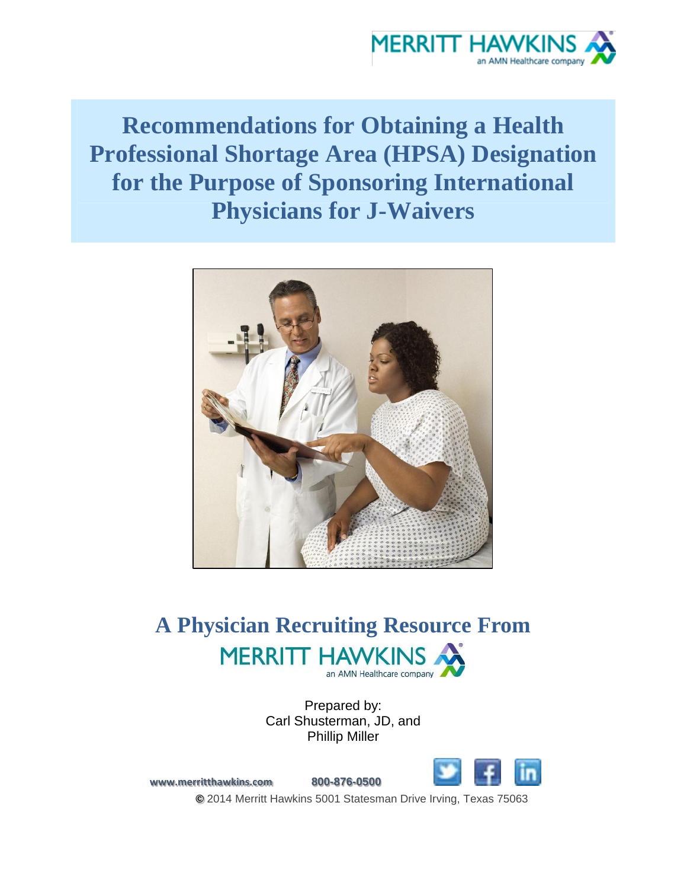MERRITT HAWKINS
an AMN Healthcare company

# Recommendations for Obtaining a Health Professional Shortage Area (HPSA) Designation for the Purpose of Sponsoring International Physicians for J-Waivers

## A Physician Recruiting Resource From

MERRITT HAWKINS
an AMN Healthcare company

Prepared by:
Carl Shusterman, JD, and
Phillip Miller

www.merritthawkins.com 800-876-0500

© 2014 Merritt Hawkins 5001 Statesman Drive Irving, Texas 75063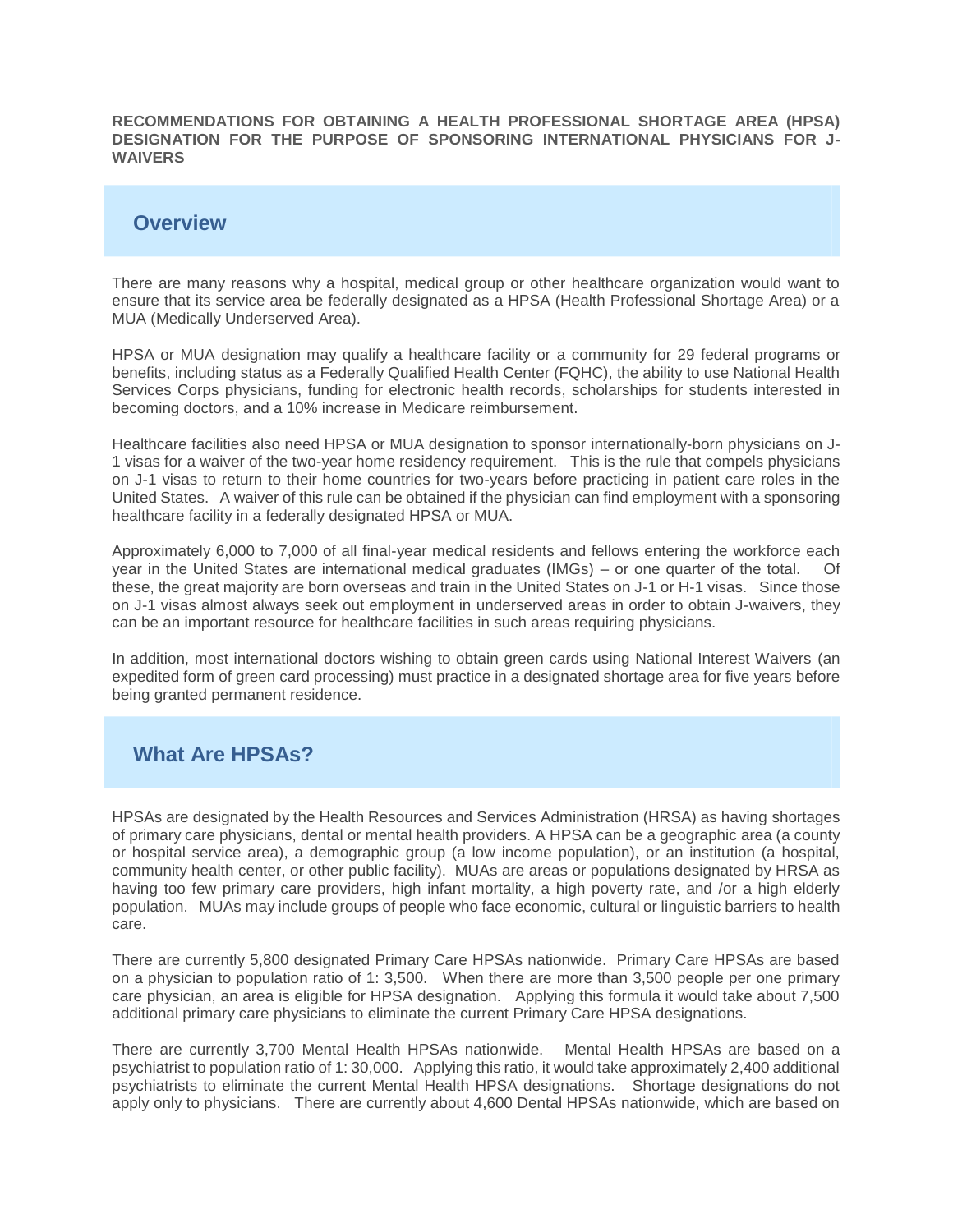**RECOMMENDATIONS FOR OBTAINING A HEALTH PROFESSIONAL SHORTAGE AREA (HPSA) DESIGNATION FOR THE PURPOSE OF SPONSORING INTERNATIONAL PHYSICIANS FOR J-WAIVERS**

## Overview

There are many reasons why a hospital, medical group or other healthcare organization would want to ensure that its service area be federally designated as a HPSA (Health Professional Shortage Area) or a MUA (Medically Underserved Area).

HPSA or MUA designation may qualify a healthcare facility or a community for 29 federal programs or benefits, including status as a Federally Qualified Health Center (FQHC), the ability to use National Health Services Corps physicians, funding for electronic health records, scholarships for students interested in becoming doctors, and a 10% increase in Medicare reimbursement.

Healthcare facilities also need HPSA or MUA designation to sponsor internationally-born physicians on J-1 visas for a waiver of the two-year home residency requirement. This is the rule that compels physicians on J-1 visas to return to their home countries for two-years before practicing in patient care roles in the United States. A waiver of this rule can be obtained if the physician can find employment with a sponsoring healthcare facility in a federally designated HPSA or MUA.

Approximately 6,000 to 7,000 of all final-year medical residents and fellows entering the workforce each year in the United States are international medical graduates (IMGs) – or one quarter of the total. Of these, the great majority are born overseas and train in the United States on J-1 or H-1 visas. Since those on J-1 visas almost always seek out employment in underserved areas in order to obtain J-waivers, they can be an important resource for healthcare facilities in such areas requiring physicians.

In addition, most international doctors wishing to obtain green cards using National Interest Waivers (an expedited form of green card processing) must practice in a designated shortage area for five years before being granted permanent residence.

## What Are HPSAs?

HPSAs are designated by the Health Resources and Services Administration (HRSA) as having shortages of primary care physicians, dental or mental health providers. A HPSA can be a geographic area (a county or hospital service area), a demographic group (a low income population), or an institution (a hospital, community health center, or other public facility). MUAs are areas or populations designated by HRSA as having too few primary care providers, high infant mortality, a high poverty rate, and /or a high elderly population. MUAs may include groups of people who face economic, cultural or linguistic barriers to health care.

There are currently 5,800 designated Primary Care HPSAs nationwide. Primary Care HPSAs are based on a physician to population ratio of 1: 3,500. When there are more than 3,500 people per one primary care physician, an area is eligible for HPSA designation. Applying this formula it would take about 7,500 additional primary care physicians to eliminate the current Primary Care HPSA designations.

There are currently 3,700 Mental Health HPSAs nationwide. Mental Health HPSAs are based on a psychiatrist to population ratio of 1: 30,000. Applying this ratio, it would take approximately 2,400 additional psychiatrists to eliminate the current Mental Health HPSA designations. Shortage designations do not apply only to physicians. There are currently about 4,600 Dental HPSAs nationwide, which are based on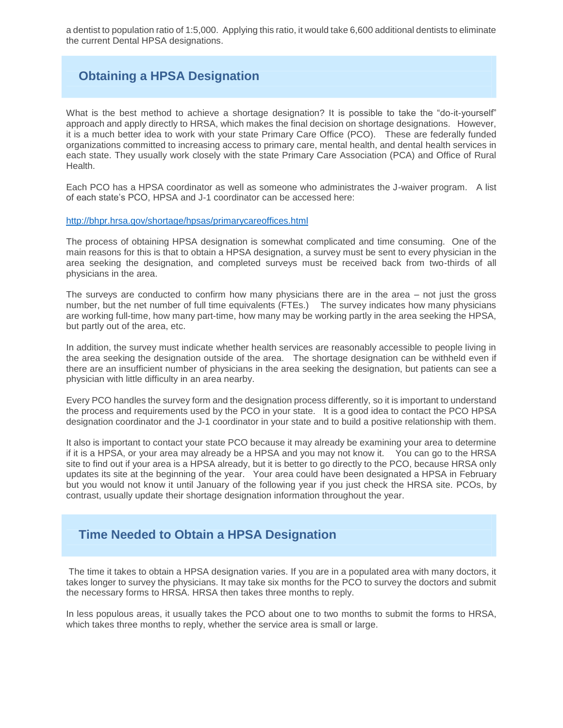a dentist to population ratio of 1:5,000. Applying this ratio, it would take 6,600 additional dentists to eliminate the current Dental HPSA designations.

## Obtaining a HPSA Designation

What is the best method to achieve a shortage designation? It is possible to take the "do-it-yourself" approach and apply directly to HRSA, which makes the final decision on shortage designations. However, it is a much better idea to work with your state Primary Care Office (PCO). These are federally funded organizations committed to increasing access to primary care, mental health, and dental health services in each state. They usually work closely with the state Primary Care Association (PCA) and Office of Rural Health.

Each PCO has a HPSA coordinator as well as someone who administrates the J-waiver program. A list of each state's PCO, HPSA and J-1 coordinator can be accessed here:

http://bhpr.hrsa.gov/shortage/hpsas/primarycareoffices.html

The process of obtaining HPSA designation is somewhat complicated and time consuming. One of the main reasons for this is that to obtain a HPSA designation, a survey must be sent to every physician in the area seeking the designation, and completed surveys must be received back from two-thirds of all physicians in the area.

The surveys are conducted to confirm how many physicians there are in the area – not just the gross number, but the net number of full time equivalents (FTEs.) The survey indicates how many physicians are working full-time, how many part-time, how many may be working partly in the area seeking the HPSA, but partly out of the area, etc.

In addition, the survey must indicate whether health services are reasonably accessible to people living in the area seeking the designation outside of the area. The shortage designation can be withheld even if there are an insufficient number of physicians in the area seeking the designation, but patients can see a physician with little difficulty in an area nearby.

Every PCO handles the survey form and the designation process differently, so it is important to understand the process and requirements used by the PCO in your state. It is a good idea to contact the PCO HPSA designation coordinator and the J-1 coordinator in your state and to build a positive relationship with them.

It also is important to contact your state PCO because it may already be examining your area to determine if it is a HPSA, or your area may already be a HPSA and you may not know it. You can go to the HRSA site to find out if your area is a HPSA already, but it is better to go directly to the PCO, because HRSA only updates its site at the beginning of the year. Your area could have been designated a HPSA in February but you would not know it until January of the following year if you just check the HRSA site. PCOs, by contrast, usually update their shortage designation information throughout the year.

## Time Needed to Obtain a HPSA Designation

The time it takes to obtain a HPSA designation varies. If you are in a populated area with many doctors, it takes longer to survey the physicians. It may take six months for the PCO to survey the doctors and submit the necessary forms to HRSA. HRSA then takes three months to reply.

In less populous areas, it usually takes the PCO about one to two months to submit the forms to HRSA, which takes three months to reply, whether the service area is small or large.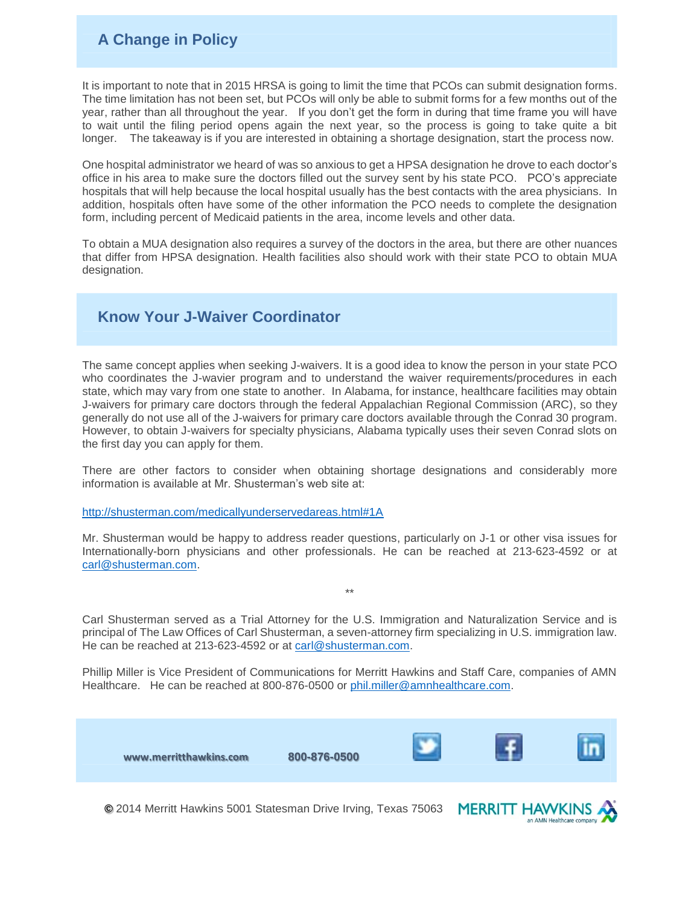## A Change in Policy

It is important to note that in 2015 HRSA is going to limit the time that PCOs can submit designation forms. The time limitation has not been set, but PCOs will only be able to submit forms for a few months out of the year, rather than all throughout the year. If you don't get the form in during that time frame you will have to wait until the filing period opens again the next year, so the process is going to take quite a bit longer. The takeaway is if you are interested in obtaining a shortage designation, start the process now.

One hospital administrator we heard of was so anxious to get a HPSA designation he drove to each doctor's office in his area to make sure the doctors filled out the survey sent by his state PCO. PCO's appreciate hospitals that will help because the local hospital usually has the best contacts with the area physicians. In addition, hospitals often have some of the other information the PCO needs to complete the designation form, including percent of Medicaid patients in the area, income levels and other data.

To obtain a MUA designation also requires a survey of the doctors in the area, but there are other nuances that differ from HPSA designation. Health facilities also should work with their state PCO to obtain MUA designation.

## Know Your J-Waiver Coordinator

The same concept applies when seeking J-waivers. It is a good idea to know the person in your state PCO who coordinates the J-wavier program and to understand the waiver requirements/procedures in each state, which may vary from one state to another. In Alabama, for instance, healthcare facilities may obtain J-waivers for primary care doctors through the federal Appalachian Regional Commission (ARC), so they generally do not use all of the J-waivers for primary care doctors available through the Conrad 30 program. However, to obtain J-waivers for specialty physicians, Alabama typically uses their seven Conrad slots on the first day you can apply for them.

There are other factors to consider when obtaining shortage designations and considerably more information is available at Mr. Shusterman's web site at:

http://shusterman.com/medicallyunderservedareas.html#1A

Mr. Shusterman would be happy to address reader questions, particularly on J-1 or other visa issues for Internationally-born physicians and other professionals. He can be reached at 213-623-4592 or at carl@shusterman.com.

**

Carl Shusterman served as a Trial Attorney for the U.S. Immigration and Naturalization Service and is principal of The Law Offices of Carl Shusterman, a seven-attorney firm specializing in U.S. immigration law. He can be reached at 213-623-4592 or at carl@shusterman.com.

Phillip Miller is Vice President of Communications for Merritt Hawkins and Staff Care, companies of AMN Healthcare. He can be reached at 800-876-0500 or phil.miller@amnhealthcare.com.

www.merritthawkins.com 800-876-0500

© 2014 Merritt Hawkins 5001 Statesman Drive Irving, Texas 75063

MERRITT HAWKINS an AMN Healthcare company